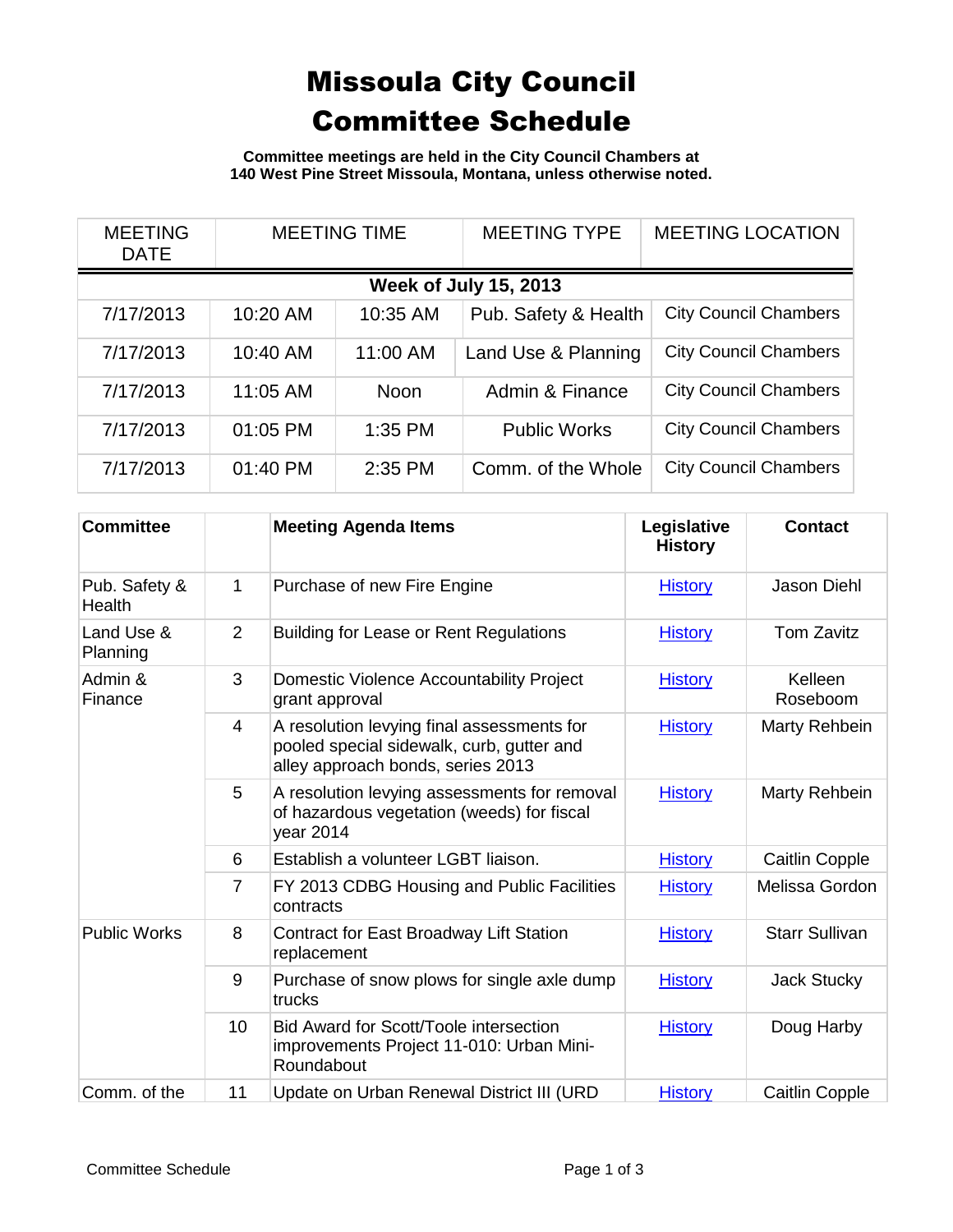# Missoula City Council Committee Schedule

**Committee meetings are held in the City Council Chambers at 140 West Pine Street Missoula, Montana, unless otherwise noted.**

| MEETING DATE | MEETING TIME | | MEETING TYPE | MEETING LOCATION |
|---|---|---|---|---|
| **Week of July 15, 2013** | | | | |
| 7/17/2013 | 10:20 AM | 10:35 AM | Pub. Safety & Health | City Council Chambers |
| 7/17/2013 | 10:40 AM | 11:00 AM | Land Use & Planning | City Council Chambers |
| 7/17/2013 | 11:05 AM | Noon | Admin & Finance | City Council Chambers |
| 7/17/2013 | 01:05 PM | 1:35 PM | Public Works | City Council Chambers |
| 7/17/2013 | 01:40 PM | 2:35 PM | Comm. of the Whole | City Council Chambers |

| Committee | | Meeting Agenda Items | Legislative History | Contact |
|---|---|---|---|---|
| Pub. Safety & Health | 1 | Purchase of new Fire Engine | History | Jason Diehl |
| Land Use & Planning | 2 | Building for Lease or Rent Regulations | History | Tom Zavitz |
| Admin & Finance | 3 | Domestic Violence Accountability Project grant approval | History | Kelleen Roseboom |
| | 4 | A resolution levying final assessments for pooled special sidewalk, curb, gutter and alley approach bonds, series 2013 | History | Marty Rehbein |
| | 5 | A resolution levying assessments for removal of hazardous vegetation (weeds) for fiscal year 2014 | History | Marty Rehbein |
| | 6 | Establish a volunteer LGBT liaison. | History | Caitlin Copple |
| | 7 | FY 2013 CDBG Housing and Public Facilities contracts | History | Melissa Gordon |
| Public Works | 8 | Contract for East Broadway Lift Station replacement | History | Starr Sullivan |
| | 9 | Purchase of snow plows for single axle dump trucks | History | Jack Stucky |
| | 10 | Bid Award for Scott/Toole intersection improvements Project 11-010: Urban Mini-Roundabout | History | Doug Harby |
| Comm. of the | 11 | Update on Urban Renewal District III (URD | History | Caitlin Copple |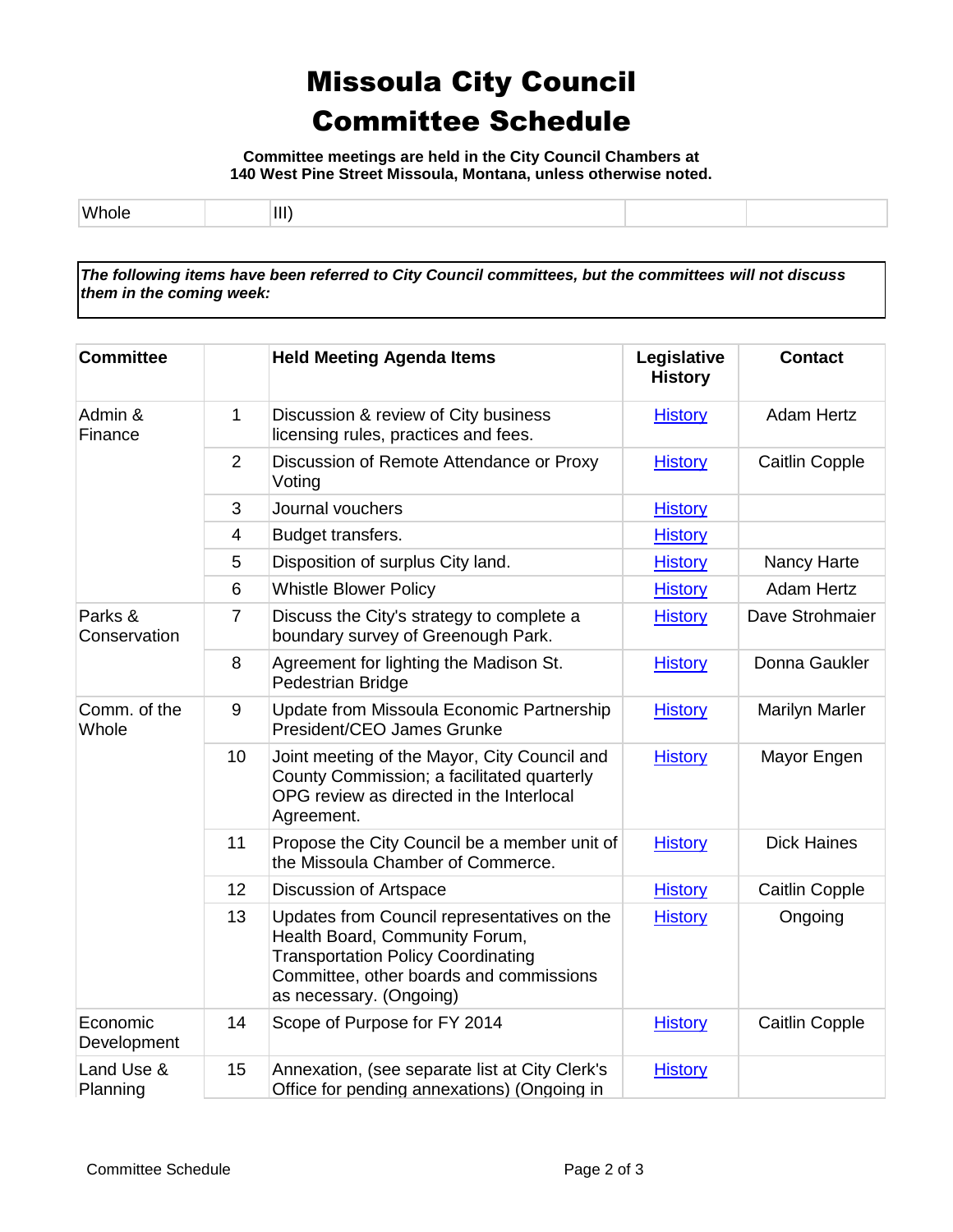# Missoula City Council Committee Schedule

**Committee meetings are held in the City Council Chambers at 140 West Pine Street Missoula, Montana, unless otherwise noted.**

| Whole | | III) | | |
|---|---|---|---|---|

***The following items have been referred to City Council committees, but the committees will not discuss them in the coming week:***

| Committee | | Held Meeting Agenda Items | Legislative History | Contact |
|---|---|---|---|---|
| Admin & Finance | 1 | Discussion & review of City business licensing rules, practices and fees. | History | Adam Hertz |
| | 2 | Discussion of Remote Attendance or Proxy Voting | History | Caitlin Copple |
| | 3 | Journal vouchers | History | |
| | 4 | Budget transfers. | History | |
| | 5 | Disposition of surplus City land. | History | Nancy Harte |
| | 6 | Whistle Blower Policy | History | Adam Hertz |
| Parks & Conservation | 7 | Discuss the City's strategy to complete a boundary survey of Greenough Park. | History | Dave Strohmaier |
| | 8 | Agreement for lighting the Madison St. Pedestrian Bridge | History | Donna Gaukler |
| Comm. of the Whole | 9 | Update from Missoula Economic Partnership President/CEO James Grunke | History | Marilyn Marler |
| | 10 | Joint meeting of the Mayor, City Council and County Commission; a facilitated quarterly OPG review as directed in the Interlocal Agreement. | History | Mayor Engen |
| | 11 | Propose the City Council be a member unit of the Missoula Chamber of Commerce. | History | Dick Haines |
| | 12 | Discussion of Artspace | History | Caitlin Copple |
| | 13 | Updates from Council representatives on the Health Board, Community Forum, Transportation Policy Coordinating Committee, other boards and commissions as necessary. (Ongoing) | History | Ongoing |
| Economic Development | 14 | Scope of Purpose for FY 2014 | History | Caitlin Copple |
| Land Use & Planning | 15 | Annexation, (see separate list at City Clerk's Office for pending annexations) (Ongoing in | History | |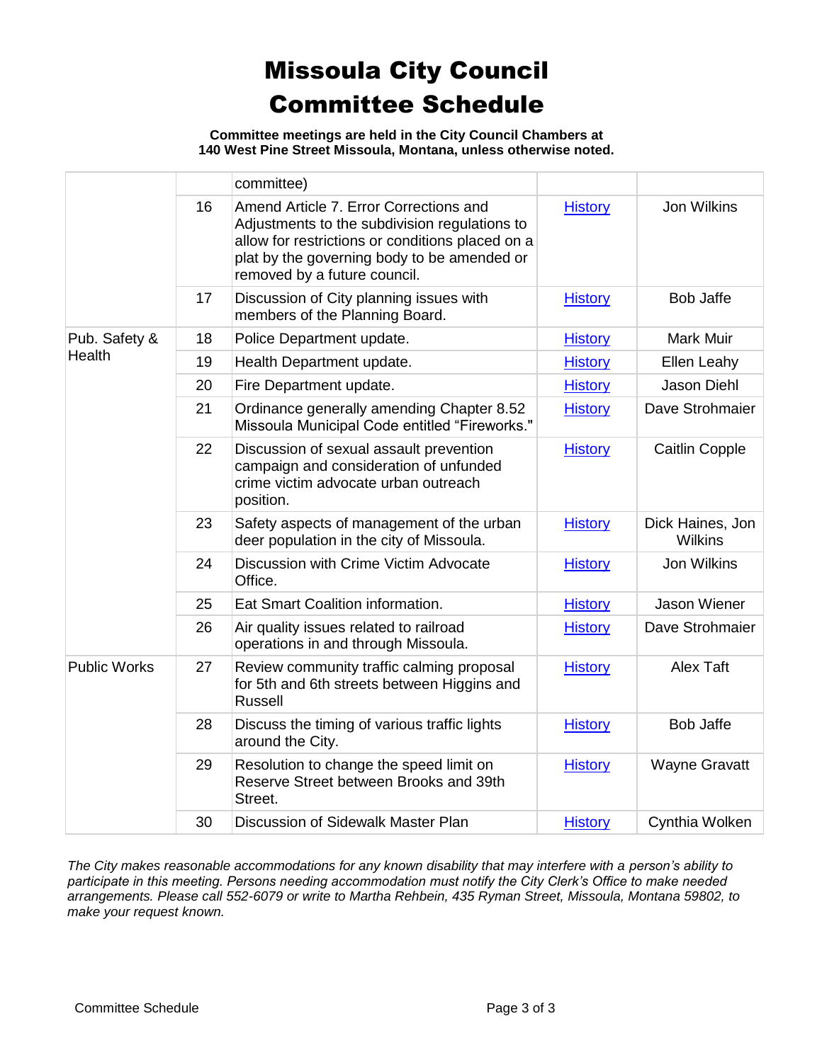# Missoula City Council Committee Schedule

**Committee meetings are held in the City Council Chambers at 140 West Pine Street Missoula, Montana, unless otherwise noted.**

| | | | | |
|---|---|---|---|---|
| | | committee) | | |
| | 16 | Amend Article 7. Error Corrections and Adjustments to the subdivision regulations to allow for restrictions or conditions placed on a plat by the governing body to be amended or removed by a future council. | History | Jon Wilkins |
| | 17 | Discussion of City planning issues with members of the Planning Board. | History | Bob Jaffe |
| Pub. Safety & Health | 18 | Police Department update. | History | Mark Muir |
| | 19 | Health Department update. | History | Ellen Leahy |
| | 20 | Fire Department update. | History | Jason Diehl |
| | 21 | Ordinance generally amending Chapter 8.52 Missoula Municipal Code entitled "Fireworks." | History | Dave Strohmaier |
| | 22 | Discussion of sexual assault prevention campaign and consideration of unfunded crime victim advocate urban outreach position. | History | Caitlin Copple |
| | 23 | Safety aspects of management of the urban deer population in the city of Missoula. | History | Dick Haines, Jon Wilkins |
| | 24 | Discussion with Crime Victim Advocate Office. | History | Jon Wilkins |
| | 25 | Eat Smart Coalition information. | History | Jason Wiener |
| | 26 | Air quality issues related to railroad operations in and through Missoula. | History | Dave Strohmaier |
| Public Works | 27 | Review community traffic calming proposal for 5th and 6th streets between Higgins and Russell | History | Alex Taft |
| | 28 | Discuss the timing of various traffic lights around the City. | History | Bob Jaffe |
| | 29 | Resolution to change the speed limit on Reserve Street between Brooks and 39th Street. | History | Wayne Gravatt |
| | 30 | Discussion of Sidewalk Master Plan | History | Cynthia Wolken |

*The City makes reasonable accommodations for any known disability that may interfere with a person's ability to participate in this meeting. Persons needing accommodation must notify the City Clerk's Office to make needed arrangements. Please call 552-6079 or write to Martha Rehbein, 435 Ryman Street, Missoula, Montana 59802, to make your request known.*